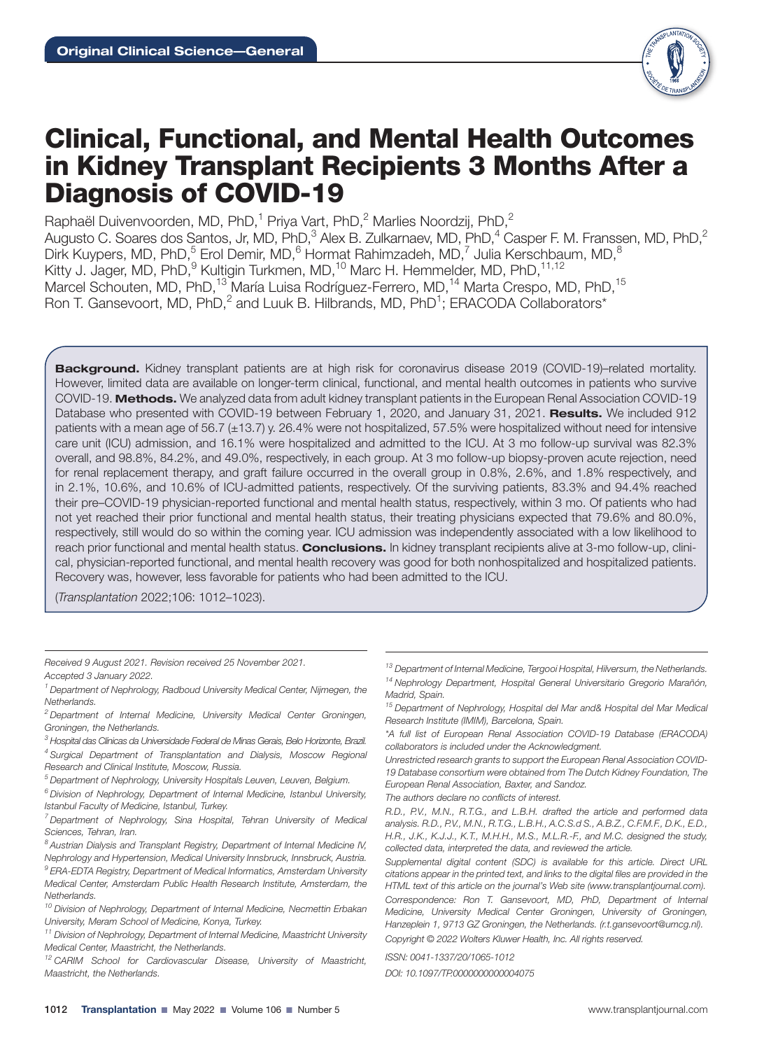Original Clinical Science—General

# Clinical, Functional, and Mental Health Outcomes in Kidney Transplant Recipients 3 Months After a Diagnosis of COVID-19

Raphaël Duivenvoorden, MD, PhD,[1] Priya Vart, PhD,[2] Marlies Noordzij, PhD,[2] Augusto C. Soares dos Santos, Jr, MD, PhD,[3] Alex B. Zulkarnaev, MD, PhD,[4] Casper F. M. Franssen, MD, PhD,[2] Dirk Kuypers, MD, PhD,[5] Erol Demir, MD,[6] Hormat Rahimzadeh, MD,[7] Julia Kerschbaum, MD,[8] Kitty J. Jager, MD, PhD,[9] Kultigin Turkmen, MD,[10] Marc H. Hemmelder, MD, PhD,[11,12] Marcel Schouten, MD, PhD,[13] María Luisa Rodríguez-Ferrero, MD,[14] Marta Crespo, MD, PhD,[15] Ron T. Gansevoort, MD, PhD,[2] and Luuk B. Hilbrands, MD, PhD[1]; ERACODA Collaborators*

**Background.** Kidney transplant patients are at high risk for coronavirus disease 2019 (COVID-19)–related mortality. However, limited data are available on longer-term clinical, functional, and mental health outcomes in patients who survive COVID-19. **Methods.** We analyzed data from adult kidney transplant patients in the European Renal Association COVID-19 Database who presented with COVID-19 between February 1, 2020, and January 31, 2021. **Results.** We included 912 patients with a mean age of 56.7 (±13.7) y. 26.4% were not hospitalized, 57.5% were hospitalized without need for intensive care unit (ICU) admission, and 16.1% were hospitalized and admitted to the ICU. At 3 mo follow-up survival was 82.3% overall, and 98.8%, 84.2%, and 49.0%, respectively, in each group. At 3 mo follow-up biopsy-proven acute rejection, need for renal replacement therapy, and graft failure occurred in the overall group in 0.8%, 2.6%, and 1.8% respectively, and in 2.1%, 10.6%, and 10.6% of ICU-admitted patients, respectively. Of the surviving patients, 83.3% and 94.4% reached their pre–COVID-19 physician-reported functional and mental health status, respectively, within 3 mo. Of patients who had not yet reached their prior functional and mental health status, their treating physicians expected that 79.6% and 80.0%, respectively, still would do so within the coming year. ICU admission was independently associated with a low likelihood to reach prior functional and mental health status. **Conclusions.** In kidney transplant recipients alive at 3-mo follow-up, clinical, physician-reported functional, and mental health recovery was good for both nonhospitalized and hospitalized patients. Recovery was, however, less favorable for patients who had been admitted to the ICU.

(*Transplantation* 2022;106: 1012–1023).

*Received 9 August 2021. Revision received 25 November 2021.*
*Accepted 3 January 2022.*

[1] *Department of Nephrology, Radboud University Medical Center, Nijmegen, the Netherlands.*
[2] *Department of Internal Medicine, University Medical Center Groningen, Groningen, the Netherlands.*
[3] *Hospital das Clínicas da Universidade Federal de Minas Gerais, Belo Horizonte, Brazil.*
[4] *Surgical Department of Transplantation and Dialysis, Moscow Regional Research and Clinical Institute, Moscow, Russia.*
[5] *Department of Nephrology, University Hospitals Leuven, Leuven, Belgium.*
[6] *Division of Nephrology, Department of Internal Medicine, Istanbul University, Istanbul Faculty of Medicine, Istanbul, Turkey.*
[7] *Department of Nephrology, Sina Hospital, Tehran University of Medical Sciences, Tehran, Iran.*
[8] *Austrian Dialysis and Transplant Registry, Department of Internal Medicine IV, Nephrology and Hypertension, Medical University Innsbruck, Innsbruck, Austria.*
[9] *ERA-EDTA Registry, Department of Medical Informatics, Amsterdam University Medical Center, Amsterdam Public Health Research Institute, Amsterdam, the Netherlands.*
[10] *Division of Nephrology, Department of Internal Medicine, Necmettin Erbakan University, Meram School of Medicine, Konya, Turkey.*
[11] *Division of Nephrology, Department of Internal Medicine, Maastricht University Medical Center, Maastricht, the Netherlands.*
[12] *CARIM School for Cardiovascular Disease, University of Maastricht, Maastricht, the Netherlands.*
[13] *Department of Internal Medicine, Tergooi Hospital, Hilversum, the Netherlands.*
[14] *Nephrology Department, Hospital General Universitario Gregorio Marañón, Madrid, Spain.*
[15] *Department of Nephrology, Hospital del Mar and& Hospital del Mar Medical Research Institute (IMIM), Barcelona, Spain.*

*\*A full list of European Renal Association COVID-19 Database (ERACODA) collaborators is included under the Acknowledgment.*

*Unrestricted research grants to support the European Renal Association COVID-19 Database consortium were obtained from The Dutch Kidney Foundation, The European Renal Association, Baxter, and Sandoz.*

*The authors declare no conflicts of interest.*

*R.D., P.V., M.N., R.T.G., and L.B.H. drafted the article and performed data analysis. R.D., P.V., M.N., R.T.G., L.B.H., A.C.S.d S., A.B.Z., C.F.M.F., D.K., E.D., H.R., J.K., K.J.J., K.T., M.H.H., M.S., M.L.R.-F., and M.C. designed the study, collected data, interpreted the data, and reviewed the article.*

*Supplemental digital content (SDC) is available for this article. Direct URL citations appear in the printed text, and links to the digital files are provided in the HTML text of this article on the journal's Web site (www.transplantjournal.com).*

*Correspondence: Ron T. Gansevoort, MD, PhD, Department of Internal Medicine, University Medical Center Groningen, University of Groningen, Hanzeplein 1, 9713 GZ Groningen, the Netherlands. (r.t.gansevoort@umcg.nl).*

*Copyright © 2022 Wolters Kluwer Health, Inc. All rights reserved.*

*ISSN: 0041-1337/20/1065-1012*

*DOI: 10.1097/TP.0000000000004075*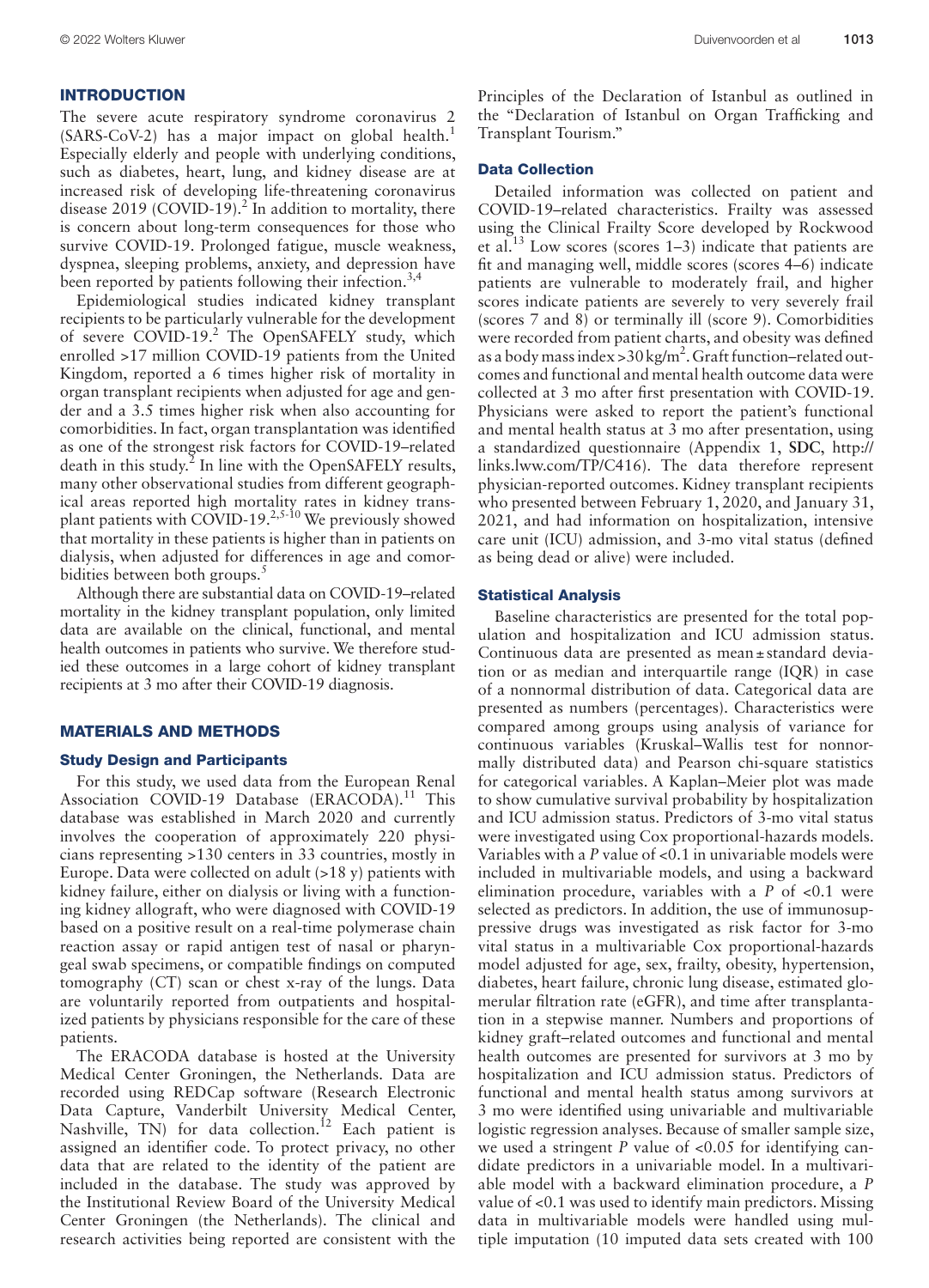## INTRODUCTION

The severe acute respiratory syndrome coronavirus 2 (SARS-CoV-2) has a major impact on global health.[1] Especially elderly and people with underlying conditions, such as diabetes, heart, lung, and kidney disease are at increased risk of developing life-threatening coronavirus disease 2019 (COVID-19).[2] In addition to mortality, there is concern about long-term consequences for those who survive COVID-19. Prolonged fatigue, muscle weakness, dyspnea, sleeping problems, anxiety, and depression have been reported by patients following their infection.[3,4]

Epidemiological studies indicated kidney transplant recipients to be particularly vulnerable for the development of severe COVID-19.[2] The OpenSAFELY study, which enrolled >17 million COVID-19 patients from the United Kingdom, reported a 6 times higher risk of mortality in organ transplant recipients when adjusted for age and gender and a 3.5 times higher risk when also accounting for comorbidities. In fact, organ transplantation was identified as one of the strongest risk factors for COVID-19–related death in this study.[2] In line with the OpenSAFELY results, many other observational studies from different geographical areas reported high mortality rates in kidney transplant patients with COVID-19.[2,5-10] We previously showed that mortality in these patients is higher than in patients on dialysis, when adjusted for differences in age and comorbidities between both groups.[5]

Although there are substantial data on COVID-19–related mortality in the kidney transplant population, only limited data are available on the clinical, functional, and mental health outcomes in patients who survive. We therefore studied these outcomes in a large cohort of kidney transplant recipients at 3 mo after their COVID-19 diagnosis.

## MATERIALS AND METHODS

### Study Design and Participants

For this study, we used data from the European Renal Association COVID-19 Database (ERACODA).[11] This database was established in March 2020 and currently involves the cooperation of approximately 220 physicians representing >130 centers in 33 countries, mostly in Europe. Data were collected on adult (>18 y) patients with kidney failure, either on dialysis or living with a functioning kidney allograft, who were diagnosed with COVID-19 based on a positive result on a real-time polymerase chain reaction assay or rapid antigen test of nasal or pharyngeal swab specimens, or compatible findings on computed tomography (CT) scan or chest x-ray of the lungs. Data are voluntarily reported from outpatients and hospitalized patients by physicians responsible for the care of these patients.

The ERACODA database is hosted at the University Medical Center Groningen, the Netherlands. Data are recorded using REDCap software (Research Electronic Data Capture, Vanderbilt University Medical Center, Nashville, TN) for data collection.[12] Each patient is assigned an identifier code. To protect privacy, no other data that are related to the identity of the patient are included in the database. The study was approved by the Institutional Review Board of the University Medical Center Groningen (the Netherlands). The clinical and research activities being reported are consistent with the Principles of the Declaration of Istanbul as outlined in the "Declaration of Istanbul on Organ Trafficking and Transplant Tourism."

### Data Collection

Detailed information was collected on patient and COVID-19–related characteristics. Frailty was assessed using the Clinical Frailty Score developed by Rockwood et al.[13] Low scores (scores 1–3) indicate that patients are fit and managing well, middle scores (scores 4–6) indicate patients are vulnerable to moderately frail, and higher scores indicate patients are severely to very severely frail (scores 7 and 8) or terminally ill (score 9). Comorbidities were recorded from patient charts, and obesity was defined as a body mass index >30 kg/m$^2$. Graft function–related outcomes and functional and mental health outcome data were collected at 3 mo after first presentation with COVID-19. Physicians were asked to report the patient's functional and mental health status at 3 mo after presentation, using a standardized questionnaire (Appendix 1, **SDC**, http://links.lww.com/TP/C416). The data therefore represent physician-reported outcomes. Kidney transplant recipients who presented between February 1, 2020, and January 31, 2021, and had information on hospitalization, intensive care unit (ICU) admission, and 3-mo vital status (defined as being dead or alive) were included.

### Statistical Analysis

Baseline characteristics are presented for the total population and hospitalization and ICU admission status. Continuous data are presented as mean ± standard deviation or as median and interquartile range (IQR) in case of a nonnormal distribution of data. Categorical data are presented as numbers (percentages). Characteristics were compared among groups using analysis of variance for continuous variables (Kruskal–Wallis test for nonnormally distributed data) and Pearson chi-square statistics for categorical variables. A Kaplan–Meier plot was made to show cumulative survival probability by hospitalization and ICU admission status. Predictors of 3-mo vital status were investigated using Cox proportional-hazards models. Variables with a *P* value of <0.1 in univariable models were included in multivariable models, and using a backward elimination procedure, variables with a *P* of <0.1 were selected as predictors. In addition, the use of immunosuppressive drugs was investigated as risk factor for 3-mo vital status in a multivariable Cox proportional-hazards model adjusted for age, sex, frailty, obesity, hypertension, diabetes, heart failure, chronic lung disease, estimated glomerular filtration rate (eGFR), and time after transplantation in a stepwise manner. Numbers and proportions of kidney graft–related outcomes and functional and mental health outcomes are presented for survivors at 3 mo by hospitalization and ICU admission status. Predictors of functional and mental health status among survivors at 3 mo were identified using univariable and multivariable logistic regression analyses. Because of smaller sample size, we used a stringent *P* value of <0.05 for identifying candidate predictors in a univariable model. In a multivariable model with a backward elimination procedure, a *P* value of <0.1 was used to identify main predictors. Missing data in multivariable models were handled using multiple imputation (10 imputed data sets created with 100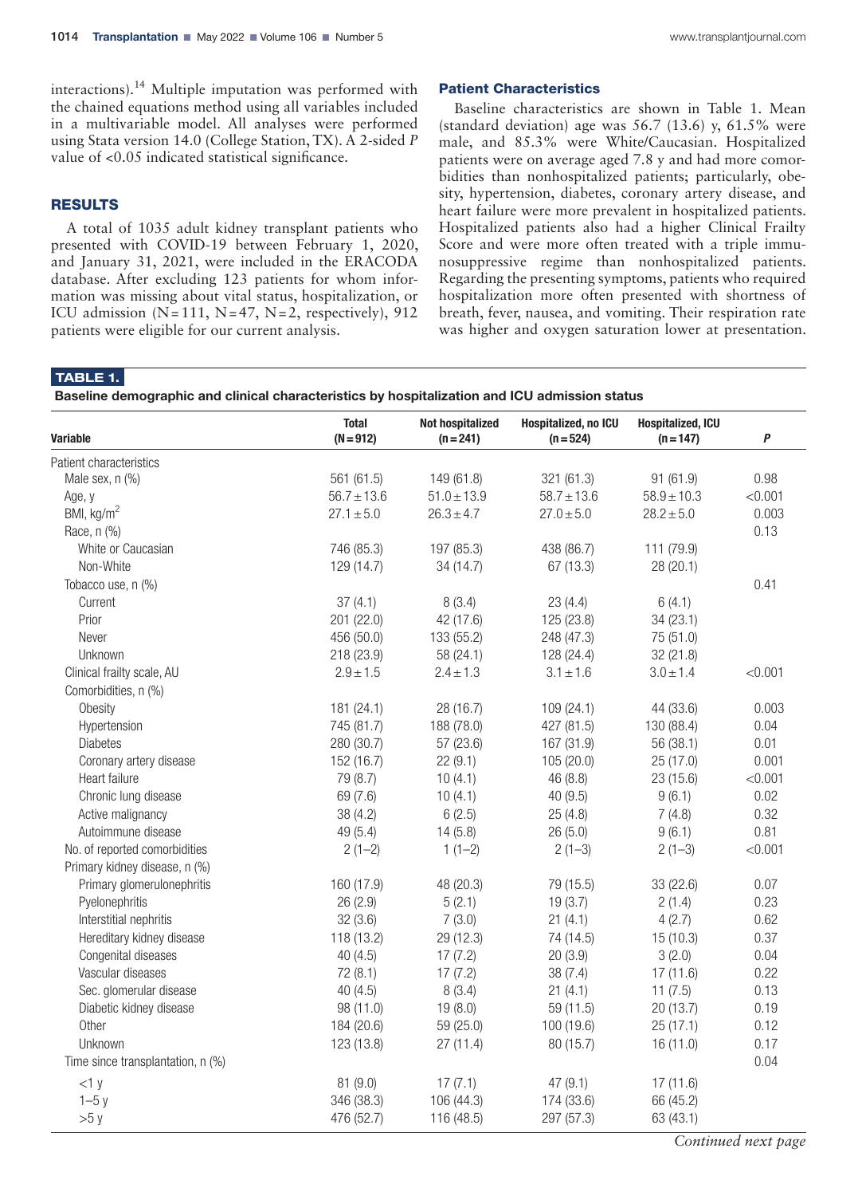interactions).[14] Multiple imputation was performed with the chained equations method using all variables included in a multivariable model. All analyses were performed using Stata version 14.0 (College Station, TX). A 2-sided $P$ value of <0.05 indicated statistical significance.

## RESULTS

A total of 1035 adult kidney transplant patients who presented with COVID-19 between February 1, 2020, and January 31, 2021, were included in the ERACODA database. After excluding 123 patients for whom information was missing about vital status, hospitalization, or ICU admission (N = 111, N = 47, N = 2, respectively), 912 patients were eligible for our current analysis.

### Patient Characteristics

Baseline characteristics are shown in Table 1. Mean (standard deviation) age was 56.7 (13.6) y, 61.5% were male, and 85.3% were White/Caucasian. Hospitalized patients were on average aged 7.8 y and had more comorbidities than nonhospitalized patients; particularly, obesity, hypertension, diabetes, coronary artery disease, and heart failure were more prevalent in hospitalized patients. Hospitalized patients also had a higher Clinical Frailty Score and were more often treated with a triple immunosuppressive regime than nonhospitalized patients. Regarding the presenting symptoms, patients who required hospitalization more often presented with shortness of breath, fever, nausea, and vomiting. Their respiration rate was higher and oxygen saturation lower at presentation.

**TABLE 1.**

**Baseline demographic and clinical characteristics by hospitalization and ICU admission status**

| Variable | Total (N = 912) | Not hospitalized (n = 241) | Hospitalized, no ICU (n = 524) | Hospitalized, ICU (n = 147) | P |
|---|---|---|---|---|---|
| Patient characteristics | | | | | |
| Male sex, n (%) | 561 (61.5) | 149 (61.8) | 321 (61.3) | 91 (61.9) | 0.98 |
| Age, y | 56.7 ± 13.6 | 51.0 ± 13.9 | 58.7 ± 13.6 | 58.9 ± 10.3 | <0.001 |
| BMI, kg/m$^2$ | 27.1 ± 5.0 | 26.3 ± 4.7 | 27.0 ± 5.0 | 28.2 ± 5.0 | 0.003 |
| Race, n (%) | | | | | 0.13 |
| White or Caucasian | 746 (85.3) | 197 (85.3) | 438 (86.7) | 111 (79.9) | |
| Non-White | 129 (14.7) | 34 (14.7) | 67 (13.3) | 28 (20.1) | |
| Tobacco use, n (%) | | | | | 0.41 |
| Current | 37 (4.1) | 8 (3.4) | 23 (4.4) | 6 (4.1) | |
| Prior | 201 (22.0) | 42 (17.6) | 125 (23.8) | 34 (23.1) | |
| Never | 456 (50.0) | 133 (55.2) | 248 (47.3) | 75 (51.0) | |
| Unknown | 218 (23.9) | 58 (24.1) | 128 (24.4) | 32 (21.8) | |
| Clinical frailty scale, AU | 2.9 ± 1.5 | 2.4 ± 1.3 | 3.1 ± 1.6 | 3.0 ± 1.4 | <0.001 |
| Comorbidities, n (%) | | | | | |
| Obesity | 181 (24.1) | 28 (16.7) | 109 (24.1) | 44 (33.6) | 0.003 |
| Hypertension | 745 (81.7) | 188 (78.0) | 427 (81.5) | 130 (88.4) | 0.04 |
| Diabetes | 280 (30.7) | 57 (23.6) | 167 (31.9) | 56 (38.1) | 0.01 |
| Coronary artery disease | 152 (16.7) | 22 (9.1) | 105 (20.0) | 25 (17.0) | 0.001 |
| Heart failure | 79 (8.7) | 10 (4.1) | 46 (8.8) | 23 (15.6) | <0.001 |
| Chronic lung disease | 69 (7.6) | 10 (4.1) | 40 (9.5) | 9 (6.1) | 0.02 |
| Active malignancy | 38 (4.2) | 6 (2.5) | 25 (4.8) | 7 (4.8) | 0.32 |
| Autoimmune disease | 49 (5.4) | 14 (5.8) | 26 (5.0) | 9 (6.1) | 0.81 |
| No. of reported comorbidities | 2 (1–2) | 1 (1–2) | 2 (1–3) | 2 (1–3) | <0.001 |
| Primary kidney disease, n (%) | | | | | |
| Primary glomerulonephritis | 160 (17.9) | 48 (20.3) | 79 (15.5) | 33 (22.6) | 0.07 |
| Pyelonephritis | 26 (2.9) | 5 (2.1) | 19 (3.7) | 2 (1.4) | 0.23 |
| Interstitial nephritis | 32 (3.6) | 7 (3.0) | 21 (4.1) | 4 (2.7) | 0.62 |
| Hereditary kidney disease | 118 (13.2) | 29 (12.3) | 74 (14.5) | 15 (10.3) | 0.37 |
| Congenital diseases | 40 (4.5) | 17 (7.2) | 20 (3.9) | 3 (2.0) | 0.04 |
| Vascular diseases | 72 (8.1) | 17 (7.2) | 38 (7.4) | 17 (11.6) | 0.22 |
| Sec. glomerular disease | 40 (4.5) | 8 (3.4) | 21 (4.1) | 11 (7.5) | 0.13 |
| Diabetic kidney disease | 98 (11.0) | 19 (8.0) | 59 (11.5) | 20 (13.7) | 0.19 |
| Other | 184 (20.6) | 59 (25.0) | 100 (19.6) | 25 (17.1) | 0.12 |
| Unknown | 123 (13.8) | 27 (11.4) | 80 (15.7) | 16 (11.0) | 0.17 |
| Time since transplantation, n (%) | | | | | 0.04 |
| <1 y | 81 (9.0) | 17 (7.1) | 47 (9.1) | 17 (11.6) | |
| 1–5 y | 346 (38.3) | 106 (44.3) | 174 (33.6) | 66 (45.2) | |
| >5 y | 476 (52.7) | 116 (48.5) | 297 (57.3) | 63 (43.1) | |

*Continued next page*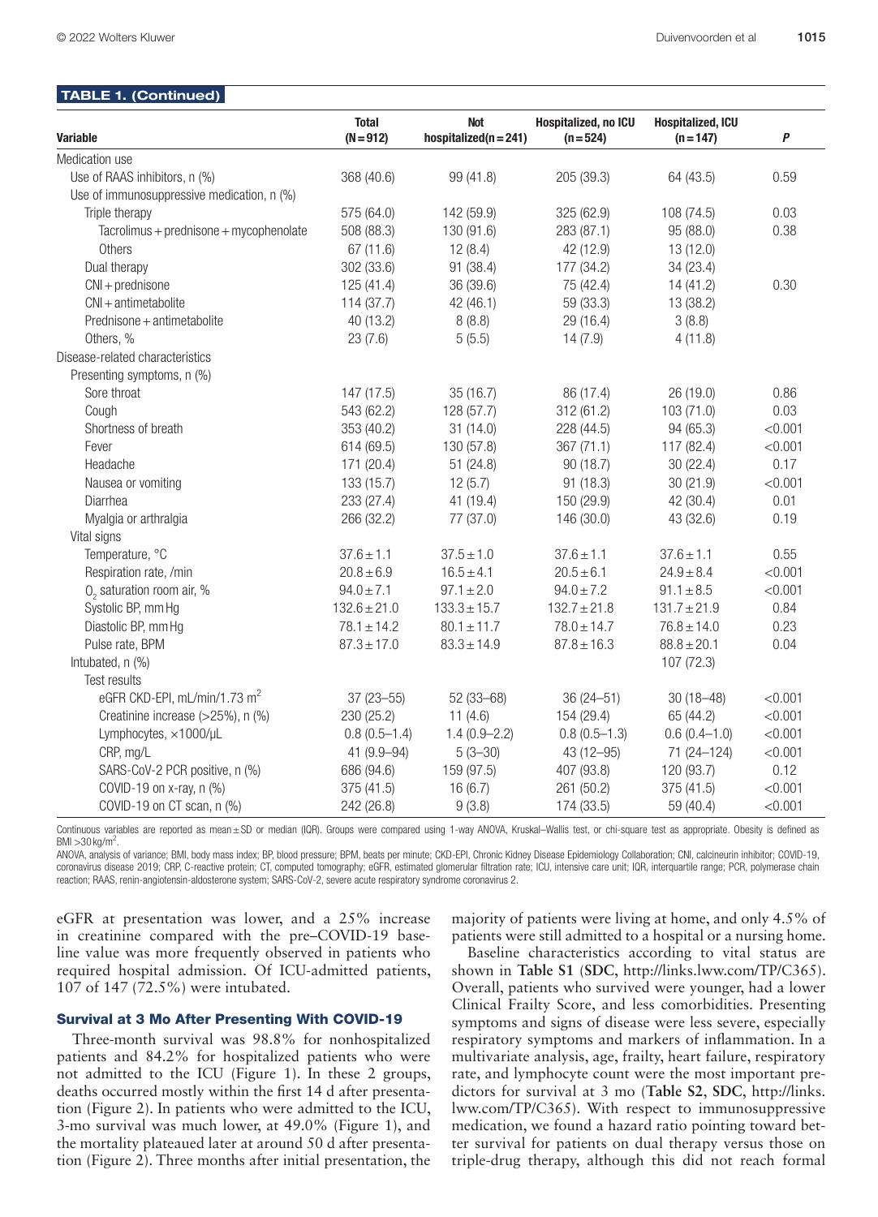**TABLE 1. (Continued)**

| Variable | Total (N = 912) | Not hospitalized(n = 241) | Hospitalized, no ICU (n = 524) | Hospitalized, ICU (n = 147) | P |
|---|---|---|---|---|---|
| Medication use | | | | | |
| Use of RAAS inhibitors, n (%) | 368 (40.6) | 99 (41.8) | 205 (39.3) | 64 (43.5) | 0.59 |
| Use of immunosuppressive medication, n (%) | | | | | |
| Triple therapy | 575 (64.0) | 142 (59.9) | 325 (62.9) | 108 (74.5) | 0.03 |
| Tacrolimus + prednisone + mycophenolate | 508 (88.3) | 130 (91.6) | 283 (87.1) | 95 (88.0) | 0.38 |
| Others | 67 (11.6) | 12 (8.4) | 42 (12.9) | 13 (12.0) | |
| Dual therapy | 302 (33.6) | 91 (38.4) | 177 (34.2) | 34 (23.4) | |
| CNI + prednisone | 125 (41.4) | 36 (39.6) | 75 (42.4) | 14 (41.2) | 0.30 |
| CNI + antimetabolite | 114 (37.7) | 42 (46.1) | 59 (33.3) | 13 (38.2) | |
| Prednisone + antimetabolite | 40 (13.2) | 8 (8.8) | 29 (16.4) | 3 (8.8) | |
| Others, % | 23 (7.6) | 5 (5.5) | 14 (7.9) | 4 (11.8) | |
| Disease-related characteristics | | | | | |
| Presenting symptoms, n (%) | | | | | |
| Sore throat | 147 (17.5) | 35 (16.7) | 86 (17.4) | 26 (19.0) | 0.86 |
| Cough | 543 (62.2) | 128 (57.7) | 312 (61.2) | 103 (71.0) | 0.03 |
| Shortness of breath | 353 (40.2) | 31 (14.0) | 228 (44.5) | 94 (65.3) | <0.001 |
| Fever | 614 (69.5) | 130 (57.8) | 367 (71.1) | 117 (82.4) | <0.001 |
| Headache | 171 (20.4) | 51 (24.8) | 90 (18.7) | 30 (22.4) | 0.17 |
| Nausea or vomiting | 133 (15.7) | 12 (5.7) | 91 (18.3) | 30 (21.9) | <0.001 |
| Diarrhea | 233 (27.4) | 41 (19.4) | 150 (29.9) | 42 (30.4) | 0.01 |
| Myalgia or arthralgia | 266 (32.2) | 77 (37.0) | 146 (30.0) | 43 (32.6) | 0.19 |
| Vital signs | | | | | |
| Temperature, °C | 37.6 ± 1.1 | 37.5 ± 1.0 | 37.6 ± 1.1 | 37.6 ± 1.1 | 0.55 |
| Respiration rate, /min | 20.8 ± 6.9 | 16.5 ± 4.1 | 20.5 ± 6.1 | 24.9 ± 8.4 | <0.001 |
| $O_2$ saturation room air, % | 94.0 ± 7.1 | 97.1 ± 2.0 | 94.0 ± 7.2 | 91.1 ± 8.5 | <0.001 |
| Systolic BP, mm Hg | 132.6 ± 21.0 | 133.3 ± 15.7 | 132.7 ± 21.8 | 131.7 ± 21.9 | 0.84 |
| Diastolic BP, mm Hg | 78.1 ± 14.2 | 80.1 ± 11.7 | 78.0 ± 14.7 | 76.8 ± 14.0 | 0.23 |
| Pulse rate, BPM | 87.3 ± 17.0 | 83.3 ± 14.9 | 87.8 ± 16.3 | 88.8 ± 20.1 | 0.04 |
| Intubated, n (%) | | | | 107 (72.3) | |
| Test results | | | | | |
| eGFR CKD-EPI, mL/min/1.73 $m^2$ | 37 (23–55) | 52 (33–68) | 36 (24–51) | 30 (18–48) | <0.001 |
| Creatinine increase (>25%), n (%) | 230 (25.2) | 11 (4.6) | 154 (29.4) | 65 (44.2) | <0.001 |
| Lymphocytes, ×1000/µL | 0.8 (0.5–1.4) | 1.4 (0.9–2.2) | 0.8 (0.5–1.3) | 0.6 (0.4–1.0) | <0.001 |
| CRP, mg/L | 41 (9.9–94) | 5 (3–30) | 43 (12–95) | 71 (24–124) | <0.001 |
| SARS-CoV-2 PCR positive, n (%) | 686 (94.6) | 159 (97.5) | 407 (93.8) | 120 (93.7) | 0.12 |
| COVID-19 on x-ray, n (%) | 375 (41.5) | 16 (6.7) | 261 (50.2) | 375 (41.5) | <0.001 |
| COVID-19 on CT scan, n (%) | 242 (26.8) | 9 (3.8) | 174 (33.5) | 59 (40.4) | <0.001 |

Continuous variables are reported as mean ± SD or median (IQR). Groups were compared using 1-way ANOVA, Kruskal–Wallis test, or chi-square test as appropriate. Obesity is defined as BMI >30 kg/$m^2$.

ANOVA, analysis of variance; BMI, body mass index; BP, blood pressure; BPM, beats per minute; CKD-EPI, Chronic Kidney Disease Epidemiology Collaboration; CNI, calcineurin inhibitor; COVID-19, coronavirus disease 2019; CRP, C-reactive protein; CT, computed tomography; eGFR, estimated glomerular filtration rate; ICU, intensive care unit; IQR, interquartile range; PCR, polymerase chain reaction; RAAS, renin-angiotensin-aldosterone system; SARS-CoV-2, severe acute respiratory syndrome coronavirus 2.

eGFR at presentation was lower, and a 25% increase in creatinine compared with the pre–COVID-19 baseline value was more frequently observed in patients who required hospital admission. Of ICU-admitted patients, 107 of 147 (72.5%) were intubated.

### Survival at 3 Mo After Presenting With COVID-19

Three-month survival was 98.8% for nonhospitalized patients and 84.2% for hospitalized patients who were not admitted to the ICU (Figure 1). In these 2 groups, deaths occurred mostly within the first 14 d after presentation (Figure 2). In patients who were admitted to the ICU, 3-mo survival was much lower, at 49.0% (Figure 1), and the mortality plateaued later at around 50 d after presentation (Figure 2). Three months after initial presentation, the majority of patients were living at home, and only 4.5% of patients were still admitted to a hospital or a nursing home.

Baseline characteristics according to vital status are shown in **Table S1** (**SDC**, http://links.lww.com/TP/C365). Overall, patients who survived were younger, had a lower Clinical Frailty Score, and less comorbidities. Presenting symptoms and signs of disease were less severe, especially respiratory symptoms and markers of inflammation. In a multivariate analysis, age, frailty, heart failure, respiratory rate, and lymphocyte count were the most important predictors for survival at 3 mo (**Table S2**, **SDC**, http://links.lww.com/TP/C365). With respect to immunosuppressive medication, we found a hazard ratio pointing toward better survival for patients on dual therapy versus those on triple-drug therapy, although this did not reach formal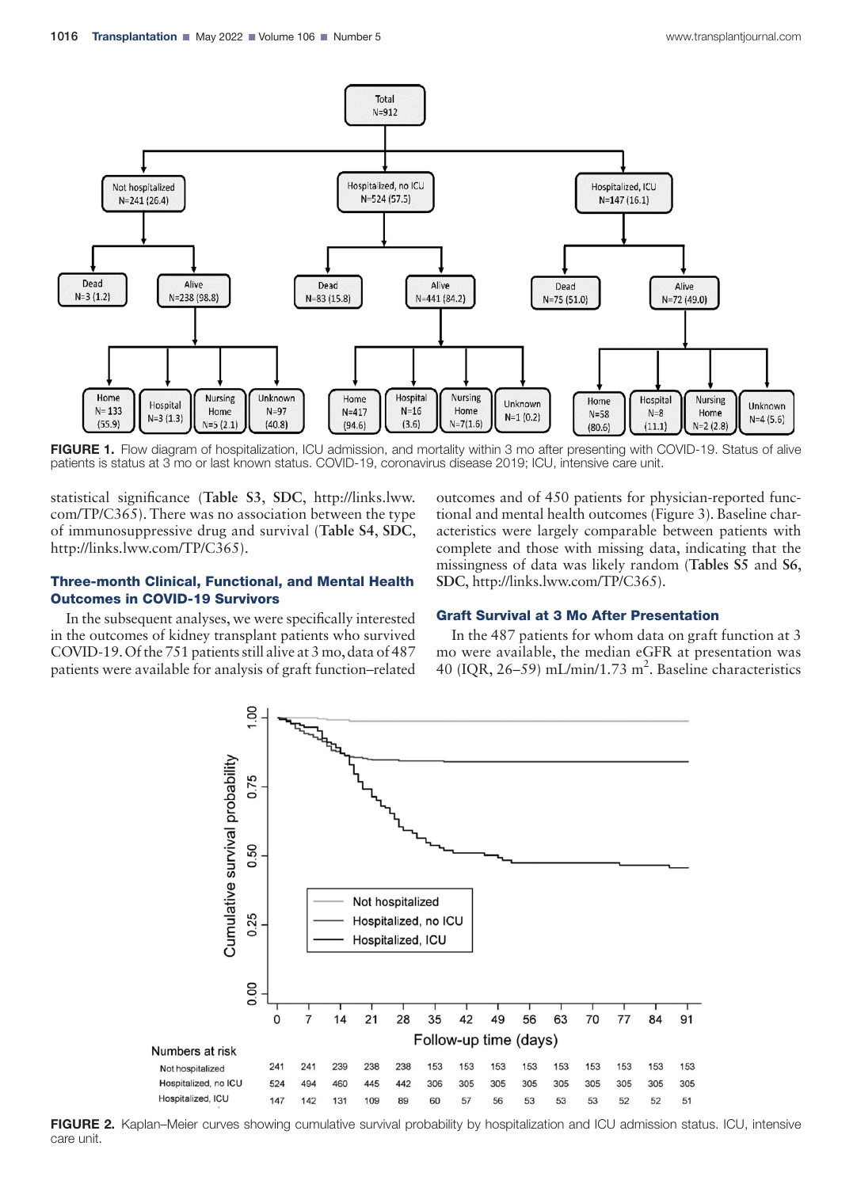Total
N=912

Not hospitalized
N=241 (26.4)

Hospitalized, no ICU
N=524 (57.5)

Hospitalized, ICU
N=147 (16.1)

Dead
N=3 (1.2)

Alive
N=238 (98.8)

Dead
N=83 (15.8)

Alive
N=441 (84.2)

Dead
N=75 (51.0)

Alive
N=72 (49.0)

Home
N= 133
(55.9)

Hospital
N=3 (1.3)

Nursing Home
N=5 (2.1)

Unknown
N=97
(40.8)

Home
N=417
(94.6)

Hospital
N=16
(3.6)

Nursing Home
N=7(1.6)

Unknown
N=1 (0.2)

Home
N=58
(80.6)

Hospital
N=8
(11.1)

Nursing Home
N=2 (2.8)

Unknown
N=4 (5.6)

**FIGURE 1.** Flow diagram of hospitalization, ICU admission, and mortality within 3 mo after presenting with COVID-19. Status of alive patients is status at 3 mo or last known status. COVID-19, coronavirus disease 2019; ICU, intensive care unit.

statistical significance (**Table S3, SDC**, http://links.lww.com/TP/C365). There was no association between the type of immunosuppressive drug and survival (**Table S4, SDC**, http://links.lww.com/TP/C365).

## Three-month Clinical, Functional, and Mental Health Outcomes in COVID-19 Survivors

In the subsequent analyses, we were specifically interested in the outcomes of kidney transplant patients who survived COVID-19. Of the 751 patients still alive at 3 mo, data of 487 patients were available for analysis of graft function–related outcomes and of 450 patients for physician-reported functional and mental health outcomes (Figure 3). Baseline characteristics were largely comparable between patients with complete and those with missing data, indicating that the missingness of data was likely random (**Tables S5** and **S6, SDC**, http://links.lww.com/TP/C365).

## Graft Survival at 3 Mo After Presentation

In the 487 patients for whom data on graft function at 3 mo were available, the median eGFR at presentation was 40 (IQR, 26–59) mL/min/1.73 m$^2$. Baseline characteristics

Cumulative survival probability

0.00 0.25 0.50 0.75 1.00

Not hospitalized
Hospitalized, no ICU
Hospitalized, ICU

0 7 14 21 28 35 42 49 56 63 70 77 84 91

Follow-up time (days)

Numbers at risk

Not hospitalized 241 241 239 238 238 153 153 153 153 153 153 153 153 153

Hospitalized, no ICU 524 494 460 445 442 306 305 305 305 305 305 305 305 305

Hospitalized, ICU 147 142 131 109 89 60 57 56 53 53 53 52 52 51

**FIGURE 2.** Kaplan–Meier curves showing cumulative survival probability by hospitalization and ICU admission status. ICU, intensive care unit.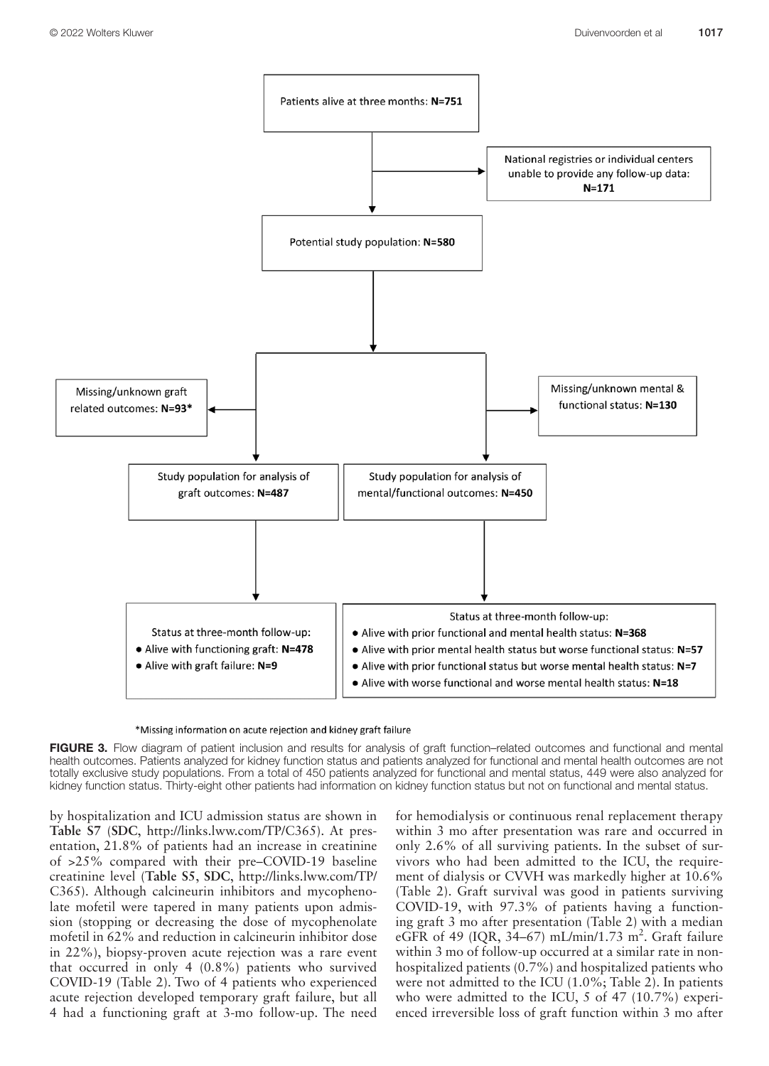Patients alive at three months: **N=751**

National registries or individual centers unable to provide any follow-up data: **N=171**

Potential study population: **N=580**

Missing/unknown graft related outcomes: **N=93***

Missing/unknown mental & functional status: **N=130**

Study population for analysis of graft outcomes: **N=487**

Study population for analysis of mental/functional outcomes: **N=450**

Status at three-month follow-up:

- Alive with functioning graft: **N=478**
- Alive with graft failure: **N=9**

Status at three-month follow-up:

- Alive with prior functional and mental health status: **N=368**
- Alive with prior mental health status but worse functional status: **N=57**
- Alive with prior functional status but worse mental health status: **N=7**
- Alive with worse functional and worse mental health status: **N=18**

*Missing information on acute rejection and kidney graft failure

**FIGURE 3.** Flow diagram of patient inclusion and results for analysis of graft function–related outcomes and functional and mental health outcomes. Patients analyzed for kidney function status and patients analyzed for functional and mental health outcomes are not totally exclusive study populations. From a total of 450 patients analyzed for functional and mental status, 449 were also analyzed for kidney function status. Thirty-eight other patients had information on kidney function status but not on functional and mental status.

by hospitalization and ICU admission status are shown in **Table S7** (**SDC**, http://links.lww.com/TP/C365). At presentation, 21.8% of patients had an increase in creatinine of >25% compared with their pre–COVID-19 baseline creatinine level (**Table S5**, **SDC**, http://links.lww.com/TP/C365). Although calcineurin inhibitors and mycophenolate mofetil were tapered in many patients upon admission (stopping or decreasing the dose of mycophenolate mofetil in 62% and reduction in calcineurin inhibitor dose in 22%), biopsy-proven acute rejection was a rare event that occurred in only 4 (0.8%) patients who survived COVID-19 (Table 2). Two of 4 patients who experienced acute rejection developed temporary graft failure, but all 4 had a functioning graft at 3-mo follow-up. The need for hemodialysis or continuous renal replacement therapy within 3 mo after presentation was rare and occurred in only 2.6% of all surviving patients. In the subset of survivors who had been admitted to the ICU, the requirement of dialysis or CVVH was markedly higher at 10.6% (Table 2). Graft survival was good in patients surviving COVID-19, with 97.3% of patients having a functioning graft 3 mo after presentation (Table 2) with a median eGFR of 49 (IQR, 34–67) mL/min/1.73 m$^2$. Graft failure within 3 mo of follow-up occurred at a similar rate in nonhospitalized patients (0.7%) and hospitalized patients who were not admitted to the ICU (1.0%; Table 2). In patients who were admitted to the ICU, 5 of 47 (10.7%) experienced irreversible loss of graft function within 3 mo after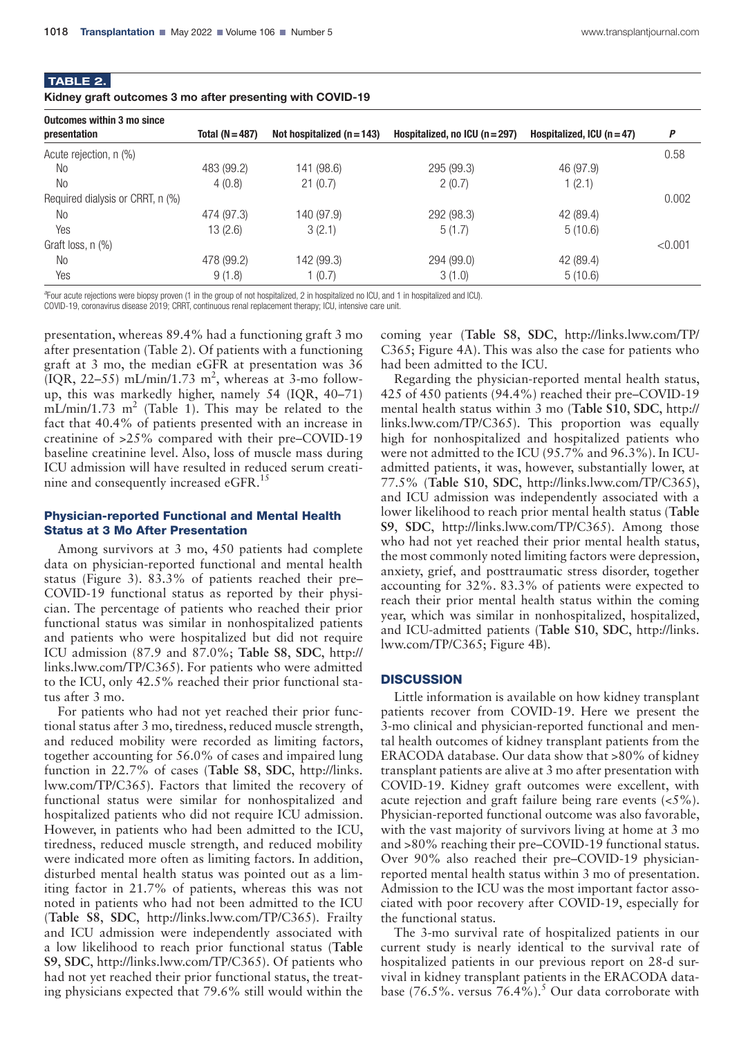**TABLE 2.**

**Kidney graft outcomes 3 mo after presenting with COVID-19**

| Outcomes within 3 mo since presentation | Total (N = 487) | Not hospitalized (n = 143) | Hospitalized, no ICU (n = 297) | Hospitalized, ICU (n = 47) | P |
|---|---|---|---|---|---|
| Acute rejection, n (%) | | | | | 0.58 |
| No | 483 (99.2) | 141 (98.6) | 295 (99.3) | 46 (97.9) | |
| No | 4 (0.8) | 21 (0.7) | 2 (0.7) | 1 (2.1) | |
| Required dialysis or CRRT, n (%) | | | | | 0.002 |
| No | 474 (97.3) | 140 (97.9) | 292 (98.3) | 42 (89.4) | |
| Yes | 13 (2.6) | 3 (2.1) | 5 (1.7) | 5 (10.6) | |
| Graft loss, n (%) | | | | | <0.001 |
| No | 478 (99.2) | 142 (99.3) | 294 (99.0) | 42 (89.4) | |
| Yes | 9 (1.8) | 1 (0.7) | 3 (1.0) | 5 (10.6) | |

[a]Four acute rejections were biopsy proven (1 in the group of not hospitalized, 2 in hospitalized no ICU, and 1 in hospitalized and ICU).
COVID-19, coronavirus disease 2019; CRRT, continuous renal replacement therapy; ICU, intensive care unit.

presentation, whereas 89.4% had a functioning graft 3 mo after presentation (Table 2). Of patients with a functioning graft at 3 mo, the median eGFR at presentation was 36 (IQR, 22–55) mL/min/1.73 $m^2$, whereas at 3-mo follow-up, this was markedly higher, namely 54 (IQR, 40–71) mL/min/1.73 $m^2$ (Table 1). This may be related to the fact that 40.4% of patients presented with an increase in creatinine of >25% compared with their pre–COVID-19 baseline creatinine level. Also, loss of muscle mass during ICU admission will have resulted in reduced serum creatinine and consequently increased eGFR.[15]

### Physician-reported Functional and Mental Health Status at 3 Mo After Presentation

Among survivors at 3 mo, 450 patients had complete data on physician-reported functional and mental health status (Figure 3). 83.3% of patients reached their pre–COVID-19 functional status as reported by their physician. The percentage of patients who reached their prior functional status was similar in nonhospitalized patients and patients who were hospitalized but did not require ICU admission (87.9 and 87.0%; **Table S8**, **SDC**, http://links.lww.com/TP/C365). For patients who were admitted to the ICU, only 42.5% reached their prior functional status after 3 mo.

For patients who had not yet reached their prior functional status after 3 mo, tiredness, reduced muscle strength, and reduced mobility were recorded as limiting factors, together accounting for 56.0% of cases and impaired lung function in 22.7% of cases (**Table S8**, **SDC**, http://links.lww.com/TP/C365). Factors that limited the recovery of functional status were similar for nonhospitalized and hospitalized patients who did not require ICU admission. However, in patients who had been admitted to the ICU, tiredness, reduced muscle strength, and reduced mobility were indicated more often as limiting factors. In addition, disturbed mental health status was pointed out as a limiting factor in 21.7% of patients, whereas this was not noted in patients who had not been admitted to the ICU (**Table S8**, **SDC**, http://links.lww.com/TP/C365). Frailty and ICU admission were independently associated with a low likelihood to reach prior functional status (**Table S9**, **SDC**, http://links.lww.com/TP/C365). Of patients who had not yet reached their prior functional status, the treating physicians expected that 79.6% still would within the coming year (**Table S8**, **SDC**, http://links.lww.com/TP/C365; Figure 4A). This was also the case for patients who had been admitted to the ICU.

Regarding the physician-reported mental health status, 425 of 450 patients (94.4%) reached their pre–COVID-19 mental health status within 3 mo (**Table S10**, **SDC**, http://links.lww.com/TP/C365). This proportion was equally high for nonhospitalized and hospitalized patients who were not admitted to the ICU (95.7% and 96.3%). In ICU-admitted patients, it was, however, substantially lower, at 77.5% (**Table S10**, **SDC**, http://links.lww.com/TP/C365), and ICU admission was independently associated with a lower likelihood to reach prior mental health status (**Table S9**, **SDC**, http://links.lww.com/TP/C365). Among those who had not yet reached their prior mental health status, the most commonly noted limiting factors were depression, anxiety, grief, and posttraumatic stress disorder, together accounting for 32%. 83.3% of patients were expected to reach their prior mental health status within the coming year, which was similar in nonhospitalized, hospitalized, and ICU-admitted patients (**Table S10**, **SDC**, http://links.lww.com/TP/C365; Figure 4B).

## DISCUSSION

Little information is available on how kidney transplant patients recover from COVID-19. Here we present the 3-mo clinical and physician-reported functional and mental health outcomes of kidney transplant patients from the ERACODA database. Our data show that >80% of kidney transplant patients are alive at 3 mo after presentation with COVID-19. Kidney graft outcomes were excellent, with acute rejection and graft failure being rare events (<5%). Physician-reported functional outcome was also favorable, with the vast majority of survivors living at home at 3 mo and >80% reaching their pre–COVID-19 functional status. Over 90% also reached their pre–COVID-19 physician-reported mental health status within 3 mo of presentation. Admission to the ICU was the most important factor associated with poor recovery after COVID-19, especially for the functional status.

The 3-mo survival rate of hospitalized patients in our current study is nearly identical to the survival rate of hospitalized patients in our previous report on 28-d survival in kidney transplant patients in the ERACODA database (76.5%. versus 76.4%).[5] Our data corroborate with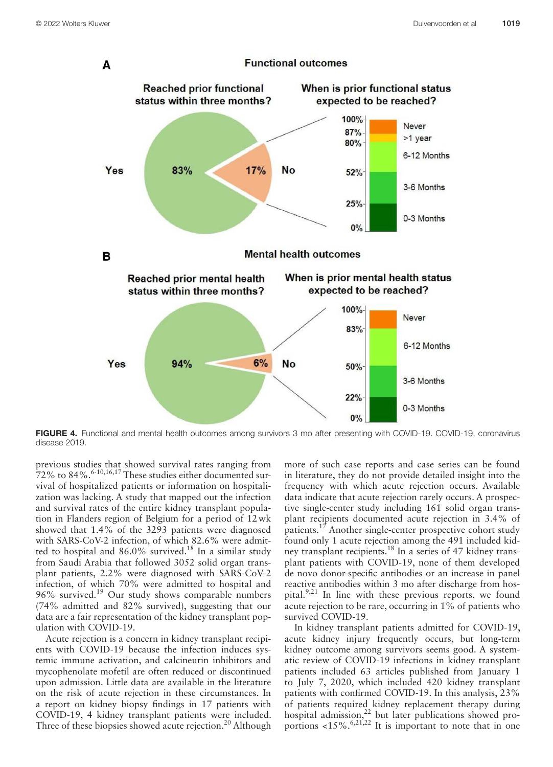**A**

**Functional outcomes**

Reached prior functional status within three months?

Yes 83%

17% No

When is prior functional status expected to be reached?

100%
87%
80%
52%
25%
0%

Never
>1 year
6-12 Months
3-6 Months
0-3 Months

**B**

**Mental health outcomes**

Reached prior mental health status within three months?

Yes 94%

6% No

When is prior mental health status expected to be reached?

100%
83%
50%
22%
0%

Never
6-12 Months
3-6 Months
0-3 Months

**FIGURE 4.** Functional and mental health outcomes among survivors 3 mo after presenting with COVID-19. COVID-19, coronavirus disease 2019.

previous studies that showed survival rates ranging from 72% to 84%.[6-10,16,17] These studies either documented survival of hospitalized patients or information on hospitalization was lacking. A study that mapped out the infection and survival rates of the entire kidney transplant population in Flanders region of Belgium for a period of 12 wk showed that 1.4% of the 3293 patients were diagnosed with SARS-CoV-2 infection, of which 82.6% were admitted to hospital and 86.0% survived.[18] In a similar study from Saudi Arabia that followed 3052 solid organ transplant patients, 2.2% were diagnosed with SARS-CoV-2 infection, of which 70% were admitted to hospital and 96% survived.[19] Our study shows comparable numbers (74% admitted and 82% survived), suggesting that our data are a fair representation of the kidney transplant population with COVID-19.

Acute rejection is a concern in kidney transplant recipients with COVID-19 because the infection induces systemic immune activation, and calcineurin inhibitors and mycophenolate mofetil are often reduced or discontinued upon admission. Little data are available in the literature on the risk of acute rejection in these circumstances. In a report on kidney biopsy findings in 17 patients with COVID-19, 4 kidney transplant patients were included. Three of these biopsies showed acute rejection.[20] Although more of such case reports and case series can be found in literature, they do not provide detailed insight into the frequency with which acute rejection occurs. Available data indicate that acute rejection rarely occurs. A prospective single-center study including 161 solid organ transplant recipients documented acute rejection in 3.4% of patients.[17] Another single-center prospective cohort study found only 1 acute rejection among the 491 included kidney transplant recipients.[18] In a series of 47 kidney transplant patients with COVID-19, none of them developed de novo donor-specific antibodies or an increase in panel reactive antibodies within 3 mo after discharge from hospital.[9,21] In line with these previous reports, we found acute rejection to be rare, occurring in 1% of patients who survived COVID-19.

In kidney transplant patients admitted for COVID-19, acute kidney injury frequently occurs, but long-term kidney outcome among survivors seems good. A systematic review of COVID-19 infections in kidney transplant patients included 63 articles published from January 1 to July 7, 2020, which included 420 kidney transplant patients with confirmed COVID-19. In this analysis, 23% of patients required kidney replacement therapy during hospital admission,[22] but later publications showed proportions <15%.[6,21,22] It is important to note that in one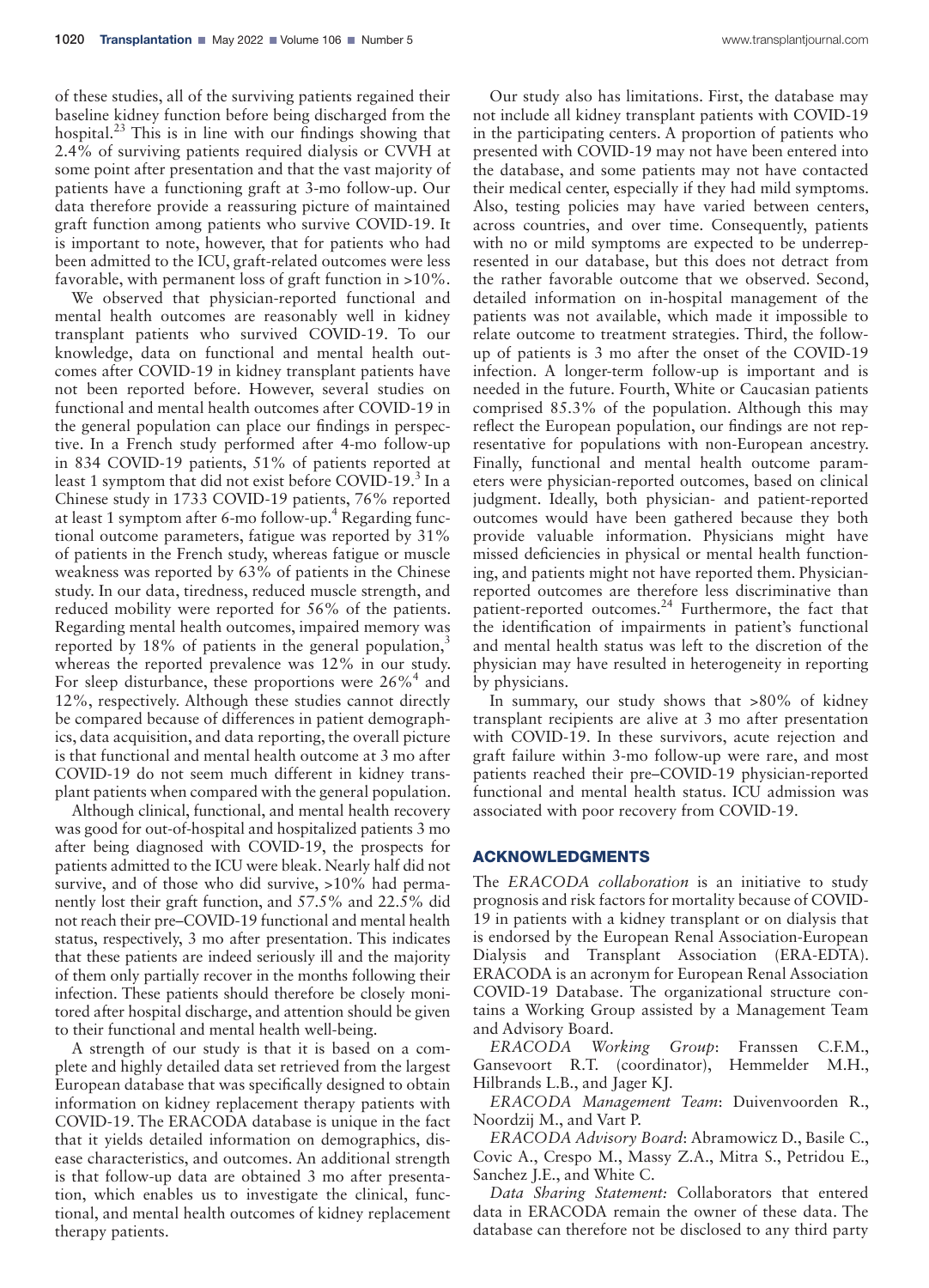of these studies, all of the surviving patients regained their baseline kidney function before being discharged from the hospital.[23] This is in line with our findings showing that 2.4% of surviving patients required dialysis or CVVH at some point after presentation and that the vast majority of patients have a functioning graft at 3-mo follow-up. Our data therefore provide a reassuring picture of maintained graft function among patients who survive COVID-19. It is important to note, however, that for patients who had been admitted to the ICU, graft-related outcomes were less favorable, with permanent loss of graft function in >10%.

We observed that physician-reported functional and mental health outcomes are reasonably well in kidney transplant patients who survived COVID-19. To our knowledge, data on functional and mental health outcomes after COVID-19 in kidney transplant patients have not been reported before. However, several studies on functional and mental health outcomes after COVID-19 in the general population can place our findings in perspective. In a French study performed after 4-mo follow-up in 834 COVID-19 patients, 51% of patients reported at least 1 symptom that did not exist before COVID-19.[3] In a Chinese study in 1733 COVID-19 patients, 76% reported at least 1 symptom after 6-mo follow-up.[4] Regarding functional outcome parameters, fatigue was reported by 31% of patients in the French study, whereas fatigue or muscle weakness was reported by 63% of patients in the Chinese study. In our data, tiredness, reduced muscle strength, and reduced mobility were reported for 56% of the patients. Regarding mental health outcomes, impaired memory was reported by 18% of patients in the general population,[3] whereas the reported prevalence was 12% in our study. For sleep disturbance, these proportions were 26%[4] and 12%, respectively. Although these studies cannot directly be compared because of differences in patient demographics, data acquisition, and data reporting, the overall picture is that functional and mental health outcome at 3 mo after COVID-19 do not seem much different in kidney transplant patients when compared with the general population.

Although clinical, functional, and mental health recovery was good for out-of-hospital and hospitalized patients 3 mo after being diagnosed with COVID-19, the prospects for patients admitted to the ICU were bleak. Nearly half did not survive, and of those who did survive, >10% had permanently lost their graft function, and 57.5% and 22.5% did not reach their pre–COVID-19 functional and mental health status, respectively, 3 mo after presentation. This indicates that these patients are indeed seriously ill and the majority of them only partially recover in the months following their infection. These patients should therefore be closely monitored after hospital discharge, and attention should be given to their functional and mental health well-being.

A strength of our study is that it is based on a complete and highly detailed data set retrieved from the largest European database that was specifically designed to obtain information on kidney replacement therapy patients with COVID-19. The ERACODA database is unique in the fact that it yields detailed information on demographics, disease characteristics, and outcomes. An additional strength is that follow-up data are obtained 3 mo after presentation, which enables us to investigate the clinical, functional, and mental health outcomes of kidney replacement therapy patients.

Our study also has limitations. First, the database may not include all kidney transplant patients with COVID-19 in the participating centers. A proportion of patients who presented with COVID-19 may not have been entered into the database, and some patients may not have contacted their medical center, especially if they had mild symptoms. Also, testing policies may have varied between centers, across countries, and over time. Consequently, patients with no or mild symptoms are expected to be underrepresented in our database, but this does not detract from the rather favorable outcome that we observed. Second, detailed information on in-hospital management of the patients was not available, which made it impossible to relate outcome to treatment strategies. Third, the follow-up of patients is 3 mo after the onset of the COVID-19 infection. A longer-term follow-up is important and is needed in the future. Fourth, White or Caucasian patients comprised 85.3% of the population. Although this may reflect the European population, our findings are not representative for populations with non-European ancestry. Finally, functional and mental health outcome parameters were physician-reported outcomes, based on clinical judgment. Ideally, both physician- and patient-reported outcomes would have been gathered because they both provide valuable information. Physicians might have missed deficiencies in physical or mental health functioning, and patients might not have reported them. Physician-reported outcomes are therefore less discriminative than patient-reported outcomes.[24] Furthermore, the fact that the identification of impairments in patient's functional and mental health status was left to the discretion of the physician may have resulted in heterogeneity in reporting by physicians.

In summary, our study shows that >80% of kidney transplant recipients are alive at 3 mo after presentation with COVID-19. In these survivors, acute rejection and graft failure within 3-mo follow-up were rare, and most patients reached their pre–COVID-19 physician-reported functional and mental health status. ICU admission was associated with poor recovery from COVID-19.

## ACKNOWLEDGMENTS

The *ERACODA collaboration* is an initiative to study prognosis and risk factors for mortality because of COVID-19 in patients with a kidney transplant or on dialysis that is endorsed by the European Renal Association-European Dialysis and Transplant Association (ERA-EDTA). ERACODA is an acronym for European Renal Association COVID-19 Database. The organizational structure contains a Working Group assisted by a Management Team and Advisory Board.

*ERACODA Working Group*: Franssen C.F.M., Gansevoort R.T. (coordinator), Hemmelder M.H., Hilbrands L.B., and Jager KJ.

*ERACODA Management Team*: Duivenvoorden R., Noordzij M., and Vart P.

*ERACODA Advisory Board*: Abramowicz D., Basile C., Covic A., Crespo M., Massy Z.A., Mitra S., Petridou E., Sanchez J.E., and White C.

*Data Sharing Statement:* Collaborators that entered data in ERACODA remain the owner of these data. The database can therefore not be disclosed to any third party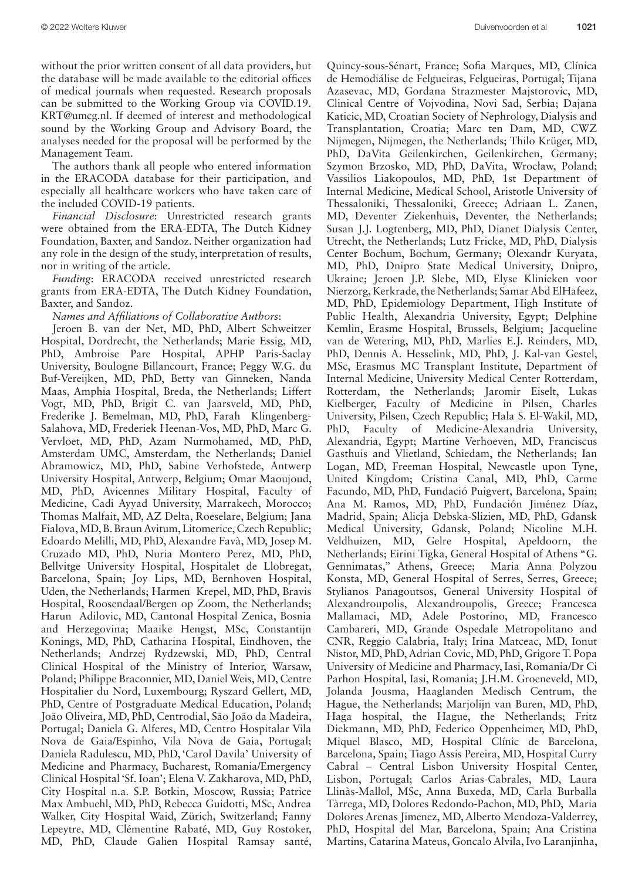without the prior written consent of all data providers, but the database will be made available to the editorial offices of medical journals when requested. Research proposals can be submitted to the Working Group via COVID.19.KRT@umcg.nl. If deemed of interest and methodological sound by the Working Group and Advisory Board, the analyses needed for the proposal will be performed by the Management Team.

The authors thank all people who entered information in the ERACODA database for their participation, and especially all healthcare workers who have taken care of the included COVID-19 patients.

*Financial Disclosure*: Unrestricted research grants were obtained from the ERA-EDTA, The Dutch Kidney Foundation, Baxter, and Sandoz. Neither organization had any role in the design of the study, interpretation of results, nor in writing of the article.

*Funding*: ERACODA received unrestricted research grants from ERA-EDTA, The Dutch Kidney Foundation, Baxter, and Sandoz.

*Names and Affiliations of Collaborative Authors*:

Jeroen B. van der Net, MD, PhD, Albert Schweitzer Hospital, Dordrecht, the Netherlands; Marie Essig, MD, PhD, Ambroise Pare Hospital, APHP Paris-Saclay University, Boulogne Billancourt, France; Peggy W.G. du Buf-Vereijken, MD, PhD, Betty van Ginneken, Nanda Maas, Amphia Hospital, Breda, the Netherlands; Liffert Vogt, MD, PhD, Brigit C. van Jaarsveld, MD, PhD, Frederike J. Bemelman, MD, PhD, Farah Klingenberg-Salahova, MD, Frederiek Heenan-Vos, MD, PhD, Marc G. Vervloet, MD, PhD, Azam Nurmohamed, MD, PhD, Amsterdam UMC, Amsterdam, the Netherlands; Daniel Abramowicz, MD, PhD, Sabine Verhofstede, Antwerp University Hospital, Antwerp, Belgium; Omar Maoujoud, MD, PhD, Avicennes Military Hospital, Faculty of Medicine, Cadi Ayyad University, Marrakech, Morocco; Thomas Malfait, MD, AZ Delta, Roeselare, Belgium; Jana Fialova, MD, B. Braun Avitum, Litomerice, Czech Republic; Edoardo Melilli, MD, PhD, Alexandre Favà, MD, Josep M. Cruzado MD, PhD, Nuria Montero Perez, MD, PhD, Bellvitge University Hospital, Hospitalet de Llobregat, Barcelona, Spain; Joy Lips, MD, Bernhoven Hospital, Uden, the Netherlands; Harmen Krepel, MD, PhD, Bravis Hospital, Roosendaal/Bergen op Zoom, the Netherlands; Harun Adilovic, MD, Cantonal Hospital Zenica, Bosnia and Herzegovina; Maaike Hengst, MSc, Constantijn Konings, MD, PhD, Catharina Hospital, Eindhoven, the Netherlands; Andrzej Rydzewski, MD, PhD, Central Clinical Hospital of the Ministry of Interior, Warsaw, Poland; Philippe Braconnier, MD, Daniel Weis, MD, Centre Hospitalier du Nord, Luxembourg; Ryszard Gellert, MD, PhD, Centre of Postgraduate Medical Education, Poland; João Oliveira, MD, PhD, Centrodial, São João da Madeira, Portugal; Daniela G. Alferes, MD, Centro Hospitalar Vila Nova de Gaia/Espinho, Vila Nova de Gaia, Portugal; Daniela Radulescu, MD, PhD, 'Carol Davila' University of Medicine and Pharmacy, Bucharest, Romania/Emergency Clinical Hospital 'Sf. Ioan'; Elena V. Zakharova, MD, PhD, City Hospital n.a. S.P. Botkin, Moscow, Russia; Patrice Max Ambuehl, MD, PhD, Rebecca Guidotti, MSc, Andrea Walker, City Hospital Waid, Zürich, Switzerland; Fanny Lepeytre, MD, Clémentine Rabaté, MD, Guy Rostoker, MD, PhD, Claude Galien Hospital Ramsay santé, Quincy-sous-Sénart, France; Sofia Marques, MD, Clínica de Hemodiálise de Felgueiras, Felgueiras, Portugal; Tijana Azasevac, MD, Gordana Strazmester Majstorovic, MD, Clinical Centre of Vojvodina, Novi Sad, Serbia; Dajana Katicic, MD, Croatian Society of Nephrology, Dialysis and Transplantation, Croatia; Marc ten Dam, MD, CWZ Nijmegen, Nijmegen, the Netherlands; Thilo Krüger, MD, PhD, DaVita Geilenkirchen, Geilenkirchen, Germany; Szymon Brzosko, MD, PhD, DaVita, Wrocław, Poland; Vassilios Liakopoulos, MD, PhD, 1st Department of Internal Medicine, Medical School, Aristotle University of Thessaloniki, Thessaloniki, Greece; Adriaan L. Zanen, MD, Deventer Ziekenhuis, Deventer, the Netherlands; Susan J.J. Logtenberg, MD, PhD, Dianet Dialysis Center, Utrecht, the Netherlands; Lutz Fricke, MD, PhD, Dialysis Center Bochum, Bochum, Germany; Olexandr Kuryata, MD, PhD, Dnipro State Medical University, Dnipro, Ukraine; Jeroen J.P. Slebe, MD, Elyse Klinieken voor Nierzorg, Kerkrade, the Netherlands; Samar Abd ElHafeez, MD, PhD, Epidemiology Department, High Institute of Public Health, Alexandria University, Egypt; Delphine Kemlin, Erasme Hospital, Brussels, Belgium; Jacqueline van de Wetering, MD, PhD, Marlies E.J. Reinders, MD, PhD, Dennis A. Hesselink, MD, PhD, J. Kal-van Gestel, MSc, Erasmus MC Transplant Institute, Department of Internal Medicine, University Medical Center Rotterdam, Rotterdam, the Netherlands; Jaromir Eiselt, Lukas Kielberger, Faculty of Medicine in Pilsen, Charles University, Pilsen, Czech Republic; Hala S. El-Wakil, MD, PhD, Faculty of Medicine-Alexandria University, Alexandria, Egypt; Martine Verhoeven, MD, Franciscus Gasthuis and Vlietland, Schiedam, the Netherlands; Ian Logan, MD, Freeman Hospital, Newcastle upon Tyne, United Kingdom; Cristina Canal, MD, PhD, Carme Facundo, MD, PhD, Fundació Puigvert, Barcelona, Spain; Ana M. Ramos, MD, PhD, Fundación Jiménez Díaz, Madrid, Spain; Alicja Debska-Slizien, MD, PhD, Gdansk Medical University, Gdansk, Poland; Nicoline M.H. Veldhuizen, MD, Gelre Hospital, Apeldoorn, the Netherlands; Eirini Tigka, General Hospital of Athens "G. Gennimatas," Athens, Greece; Maria Anna Polyzou Konsta, MD, General Hospital of Serres, Serres, Greece; Stylianos Panagoutsos, General University Hospital of Alexandroupolis, Alexandroupolis, Greece; Francesca Mallamaci, MD, Adele Postorino, MD, Francesco Cambareri, MD, Grande Ospedale Metropolitano and CNR, Reggio Calabria, Italy; Irina Matceac, MD, Ionut Nistor, MD, PhD, Adrian Covic, MD, PhD, Grigore T. Popa University of Medicine and Pharmacy, Iasi, Romania/Dr Ci Parhon Hospital, Iasi, Romania; J.H.M. Groeneveld, MD, Jolanda Jousma, Haaglanden Medisch Centrum, the Hague, the Netherlands; Marjolijn van Buren, MD, PhD, Haga hospital, the Hague, the Netherlands; Fritz Diekmann, MD, PhD, Federico Oppenheimer, MD, PhD, Miquel Blasco, MD, Hospital Clínic de Barcelona, Barcelona, Spain; Tiago Assis Pereira, MD, Hospital Curry Cabral – Central Lisbon University Hospital Center, Lisbon, Portugal; Carlos Arias-Cabrales, MD, Laura Llinàs-Mallol, MSc, Anna Buxeda, MD, Carla Burballa Tàrrega, MD, Dolores Redondo-Pachon, MD, PhD, Maria Dolores Arenas Jimenez, MD, Alberto Mendoza-Valderrey, PhD, Hospital del Mar, Barcelona, Spain; Ana Cristina Martins, Catarina Mateus, Goncalo Alvila, Ivo Laranjinha,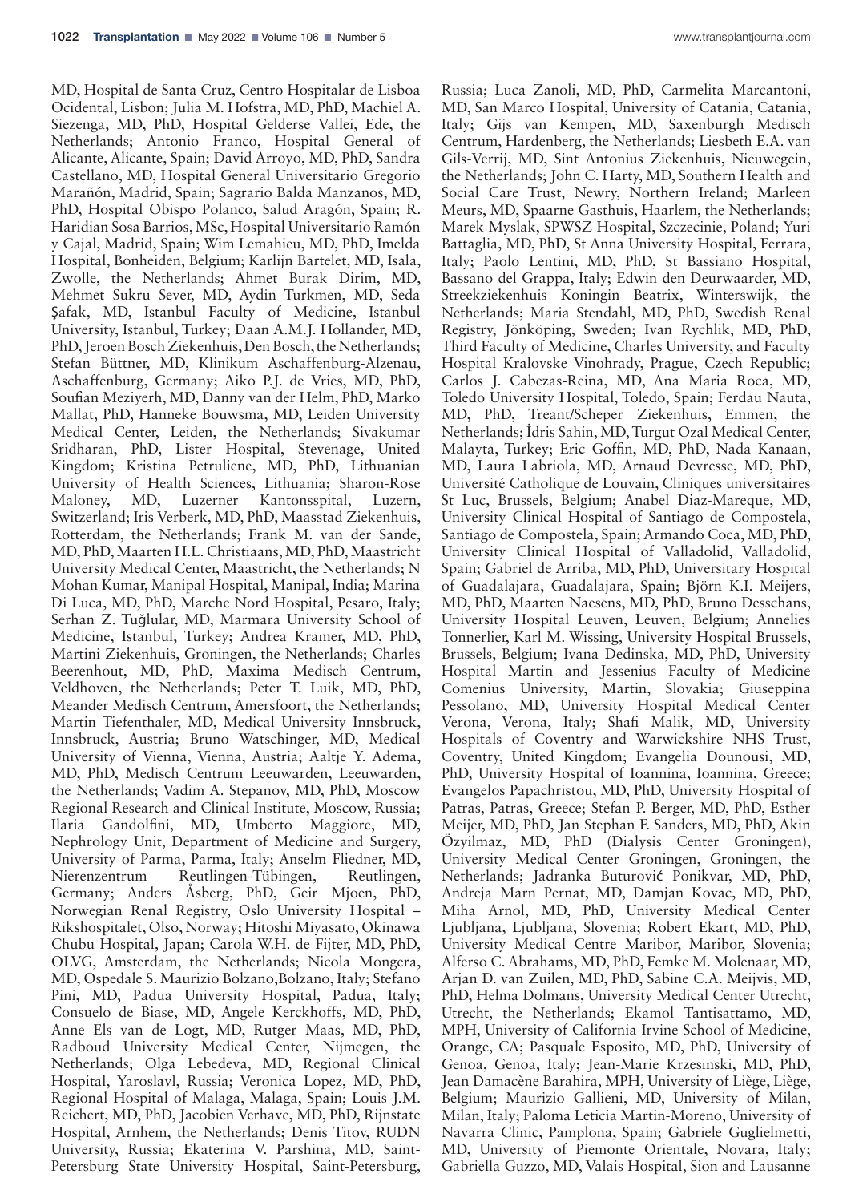MD, Hospital de Santa Cruz, Centro Hospitalar de Lisboa Ocidental, Lisbon; Julia M. Hofstra, MD, PhD, Machiel A. Siezenga, MD, PhD, Hospital Gelderse Vallei, Ede, the Netherlands; Antonio Franco, Hospital General of Alicante, Alicante, Spain; David Arroyo, MD, PhD, Sandra Castellano, MD, Hospital General Universitario Gregorio Marañón, Madrid, Spain; Sagrario Balda Manzanos, MD, PhD, Hospital Obispo Polanco, Salud Aragón, Spain; R. Haridian Sosa Barrios, MSc, Hospital Universitario Ramón y Cajal, Madrid, Spain; Wim Lemahieu, MD, PhD, Imelda Hospital, Bonheiden, Belgium; Karlijn Bartelet, MD, Isala, Zwolle, the Netherlands; Ahmet Burak Dirim, MD, Mehmet Sukru Sever, MD, Aydin Turkmen, MD, Seda Şafak, MD, Istanbul Faculty of Medicine, Istanbul University, Istanbul, Turkey; Daan A.M.J. Hollander, MD, PhD, Jeroen Bosch Ziekenhuis, Den Bosch, the Netherlands; Stefan Büttner, MD, Klinikum Aschaffenburg-Alzenau, Aschaffenburg, Germany; Aiko P.J. de Vries, MD, PhD, Soufian Meziyerh, MD, Danny van der Helm, PhD, Marko Mallat, PhD, Hanneke Bouwsma, MD, Leiden University Medical Center, Leiden, the Netherlands; Sivakumar Sridharan, PhD, Lister Hospital, Stevenage, United Kingdom; Kristina Petruliene, MD, PhD, Lithuanian University of Health Sciences, Lithuania; Sharon-Rose Maloney, MD, Luzerner Kantonsspital, Luzern, Switzerland; Iris Verberk, MD, PhD, Maasstad Ziekenhuis, Rotterdam, the Netherlands; Frank M. van der Sande, MD, PhD, Maarten H.L. Christiaans, MD, PhD, Maastricht University Medical Center, Maastricht, the Netherlands; N Mohan Kumar, Manipal Hospital, Manipal, India; Marina Di Luca, MD, PhD, Marche Nord Hospital, Pesaro, Italy; Serhan Z. Tuğlular, MD, Marmara University School of Medicine, Istanbul, Turkey; Andrea Kramer, MD, PhD, Martini Ziekenhuis, Groningen, the Netherlands; Charles Beerenhout, MD, PhD, Maxima Medisch Centrum, Veldhoven, the Netherlands; Peter T. Luik, MD, PhD, Meander Medisch Centrum, Amersfoort, the Netherlands; Martin Tiefenthaler, MD, Medical University Innsbruck, Innsbruck, Austria; Bruno Watschinger, MD, Medical University of Vienna, Vienna, Austria; Aaltje Y. Adema, MD, PhD, Medisch Centrum Leeuwarden, Leeuwarden, the Netherlands; Vadim A. Stepanov, MD, PhD, Moscow Regional Research and Clinical Institute, Moscow, Russia; Ilaria Gandolfini, MD, Umberto Maggiore, MD, Nephrology Unit, Department of Medicine and Surgery, University of Parma, Parma, Italy; Anselm Fliedner, MD, Nierenzentrum Reutlingen-Tübingen, Reutlingen, Germany; Anders Åsberg, PhD, Geir Mjoen, PhD, Norwegian Renal Registry, Oslo University Hospital – Rikshospitalet, Olso, Norway; Hitoshi Miyasato, Okinawa Chubu Hospital, Japan; Carola W.H. de Fijter, MD, PhD, OLVG, Amsterdam, the Netherlands; Nicola Mongera, MD, Ospedale S. Maurizio Bolzano,Bolzano, Italy; Stefano Pini, MD, Padua University Hospital, Padua, Italy; Consuelo de Biase, MD, Angele Kerckhoffs, MD, PhD, Anne Els van de Logt, MD, Rutger Maas, MD, PhD, Radboud University Medical Center, Nijmegen, the Netherlands; Olga Lebedeva, MD, Regional Clinical Hospital, Yaroslavl, Russia; Veronica Lopez, MD, PhD, Regional Hospital of Malaga, Malaga, Spain; Louis J.M. Reichert, MD, PhD, Jacobien Verhave, MD, PhD, Rijnstate Hospital, Arnhem, the Netherlands; Denis Titov, RUDN University, Russia; Ekaterina V. Parshina, MD, Saint-Petersburg State University Hospital, Saint-Petersburg, Russia; Luca Zanoli, MD, PhD, Carmelita Marcantoni, MD, San Marco Hospital, University of Catania, Catania, Italy; Gijs van Kempen, MD, Saxenburgh Medisch Centrum, Hardenberg, the Netherlands; Liesbeth E.A. van Gils-Verrij, MD, Sint Antonius Ziekenhuis, Nieuwegein, the Netherlands; John C. Harty, MD, Southern Health and Social Care Trust, Newry, Northern Ireland; Marleen Meurs, MD, Spaarne Gasthuis, Haarlem, the Netherlands; Marek Myslak, SPWSZ Hospital, Szczecinie, Poland; Yuri Battaglia, MD, PhD, St Anna University Hospital, Ferrara, Italy; Paolo Lentini, MD, PhD, St Bassiano Hospital, Bassano del Grappa, Italy; Edwin den Deurwaarder, MD, Streekziekenhuis Koningin Beatrix, Winterswijk, the Netherlands; Maria Stendahl, MD, PhD, Swedish Renal Registry, Jönköping, Sweden; Ivan Rychlik, MD, PhD, Third Faculty of Medicine, Charles University, and Faculty Hospital Kralovske Vinohrady, Prague, Czech Republic; Carlos J. Cabezas-Reina, MD, Ana Maria Roca, MD, Toledo University Hospital, Toledo, Spain; Ferdau Nauta, MD, PhD, Treant/Scheper Ziekenhuis, Emmen, the Netherlands; İdris Sahin, MD, Turgut Ozal Medical Center, Malayta, Turkey; Eric Goffin, MD, PhD, Nada Kanaan, MD, Laura Labriola, MD, Arnaud Devresse, MD, PhD, Université Catholique de Louvain, Cliniques universitaires St Luc, Brussels, Belgium; Anabel Diaz-Mareque, MD, University Clinical Hospital of Santiago de Compostela, Santiago de Compostela, Spain; Armando Coca, MD, PhD, University Clinical Hospital of Valladolid, Valladolid, Spain; Gabriel de Arriba, MD, PhD, Universitary Hospital of Guadalajara, Guadalajara, Spain; Björn K.I. Meijers, MD, PhD, Maarten Naesens, MD, PhD, Bruno Desschans, University Hospital Leuven, Leuven, Belgium; Annelies Tonnerlier, Karl M. Wissing, University Hospital Brussels, Brussels, Belgium; Ivana Dedinska, MD, PhD, University Hospital Martin and Jessenius Faculty of Medicine Comenius University, Martin, Slovakia; Giuseppina Pessolano, MD, University Hospital Medical Center Verona, Verona, Italy; Shafi Malik, MD, University Hospitals of Coventry and Warwickshire NHS Trust, Coventry, United Kingdom; Evangelia Dounousi, MD, PhD, University Hospital of Ioannina, Ioannina, Greece; Evangelos Papachristou, MD, PhD, University Hospital of Patras, Patras, Greece; Stefan P. Berger, MD, PhD, Esther Meijer, MD, PhD, Jan Stephan F. Sanders, MD, PhD, Akin Özyilmaz, MD, PhD (Dialysis Center Groningen), University Medical Center Groningen, Groningen, the Netherlands; Jadranka Buturović Ponikvar, MD, PhD, Andreja Marn Pernat, MD, Damjan Kovac, MD, PhD, Miha Arnol, MD, PhD, University Medical Center Ljubljana, Ljubljana, Slovenia; Robert Ekart, MD, PhD, University Medical Centre Maribor, Maribor, Slovenia; Alferso C. Abrahams, MD, PhD, Femke M. Molenaar, MD, Arjan D. van Zuilen, MD, PhD, Sabine C.A. Meijvis, MD, PhD, Helma Dolmans, University Medical Center Utrecht, Utrecht, the Netherlands; Ekamol Tantisattamo, MD, MPH, University of California Irvine School of Medicine, Orange, CA; Pasquale Esposito, MD, PhD, University of Genoa, Genoa, Italy; Jean-Marie Krzesinski, MD, PhD, Jean Damacène Barahira, MPH, University of Liège, Liège, Belgium; Maurizio Gallieni, MD, University of Milan, Milan, Italy; Paloma Leticia Martin-Moreno, University of Navarra Clinic, Pamplona, Spain; Gabriele Guglielmetti, MD, University of Piemonte Orientale, Novara, Italy; Gabriella Guzzo, MD, Valais Hospital, Sion and Lausanne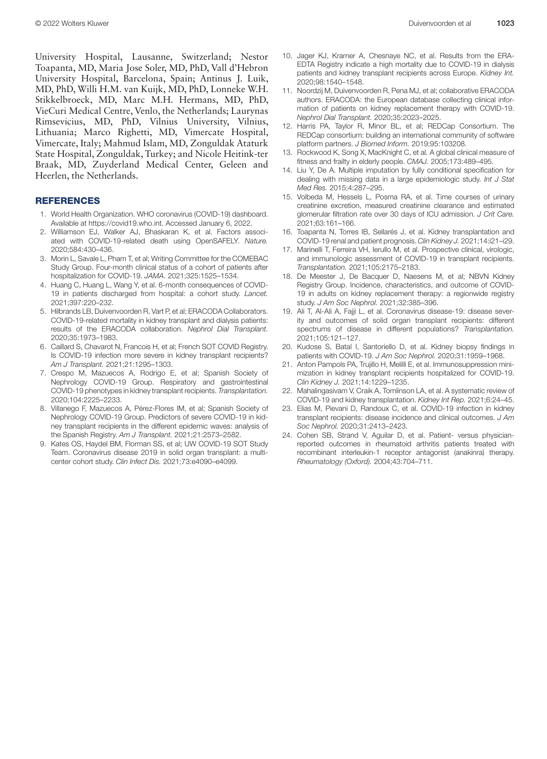University Hospital, Lausanne, Switzerland; Nestor Toapanta, MD, Maria Jose Soler, MD, PhD, Vall d'Hebron University Hospital, Barcelona, Spain; Antinus J. Luik, MD, PhD, Willi H.M. van Kuijk, MD, PhD, Lonneke W.H. Stikkelbroeck, MD, Marc M.H. Hermans, MD, PhD, VieCuri Medical Centre, Venlo, the Netherlands; Laurynas Rimsevicius, MD, PhD, Vilnius University, Vilnius, Lithuania; Marco Righetti, MD, Vimercate Hospital, Vimercate, Italy; Mahmud Islam, MD, Zonguldak Ataturk State Hospital, Zonguldak, Turkey; and Nicole Heitink-ter Braak, MD, Zuyderland Medical Center, Geleen and Heerlen, the Netherlands.

## REFERENCES

1. World Health Organization. WHO coronavirus (COVID-19) dashboard. Available at https://covid19.who.int. Accessed January 6, 2022.
2. Williamson EJ, Walker AJ, Bhaskaran K, et al. Factors associated with COVID-19-related death using OpenSAFELY. *Nature.* 2020;584:430–436.
3. Morin L, Savale L, Pham T, et al; Writing Committee for the COMEBAC Study Group. Four-month clinical status of a cohort of patients after hospitalization for COVID-19. *JAMA*. 2021;325:1525–1534.
4. Huang C, Huang L, Wang Y, et al. 6-month consequences of COVID-19 in patients discharged from hospital: a cohort study. *Lancet.* 2021;397:220–232.
5. Hilbrands LB, Duivenvoorden R, Vart P, et al; ERACODA Collaborators. COVID-19-related mortality in kidney transplant and dialysis patients: results of the ERACODA collaboration. *Nephrol Dial Transplant.* 2020;35:1973–1983.
6. Caillard S, Chavarot N, Francois H, et al; French SOT COVID Registry. Is COVID-19 infection more severe in kidney transplant recipients? *Am J Transplant.* 2021;21:1295–1303.
7. Crespo M, Mazuecos A, Rodrigo E, et al; Spanish Society of Nephrology COVID-19 Group. Respiratory and gastrointestinal COVID-19 phenotypes in kidney transplant recipients. *Transplantation.* 2020;104:2225–2233.
8. Villanego F, Mazuecos A, Pérez-Flores IM, et al; Spanish Society of Nephrology COVID-19 Group. Predictors of severe COVID-19 in kidney transplant recipients in the different epidemic waves: analysis of the Spanish Registry. *Am J Transplant.* 2021;21:2573–2582.
9. Kates OS, Haydel BM, Florman SS, et al; UW COVID-19 SOT Study Team. Coronavirus disease 2019 in solid organ transplant: a multicenter cohort study. *Clin Infect Dis.* 2021;73:e4090–e4099.
10. Jager KJ, Kramer A, Chesnaye NC, et al. Results from the ERA-EDTA Registry indicate a high mortality due to COVID-19 in dialysis patients and kidney transplant recipients across Europe. *Kidney Int.* 2020;98:1540–1548.
11. Noordzij M, Duivenvoorden R, Pena MJ, et al; collaborative ERACODA authors. ERACODA: the European database collecting clinical information of patients on kidney replacement therapy with COVID-19. *Nephrol Dial Transplant.* 2020;35:2023–2025.
12. Harris PA, Taylor R, Minor BL, et al; REDCap Consortium. The REDCap consortium: building an international community of software platform partners. *J Biomed Inform.* 2019;95:103208.
13. Rockwood K, Song X, MacKnight C, et al. A global clinical measure of fitness and frailty in elderly people. *CMAJ.* 2005;173:489–495.
14. Liu Y, De A. Multiple imputation by fully conditional specification for dealing with missing data in a large epidemiologic study. *Int J Stat Med Res.* 2015;4:287–295.
15. Volbeda M, Hessels L, Posma RA, et al. Time courses of urinary creatinine excretion, measured creatinine clearance and estimated glomerular filtration rate over 30 days of ICU admission. *J Crit Care.* 2021;63:161–166.
16. Toapanta N, Torres IB, Sellarés J, et al. Kidney transplantation and COVID-19 renal and patient prognosis. *Clin Kidney J.* 2021;14:i21–i29.
17. Marinelli T, Ferreira VH, Ierullo M, et al. Prospective clinical, virologic, and immunologic assessment of COVID-19 in transplant recipients. *Transplantation.* 2021;105:2175–2183.
18. De Meester J, De Bacquer D, Naesens M, et al; NBVN Kidney Registry Group. Incidence, characteristics, and outcome of COVID-19 in adults on kidney replacement therapy: a regionwide registry study. *J Am Soc Nephrol.* 2021;32:385–396.
19. Ali T, Al-Ali A, Fajji L, et al. Coronavirus disease-19: disease severity and outcomes of solid organ transplant recipients: different spectrums of disease in different populations? *Transplantation.* 2021;105:121–127.
20. Kudose S, Batal I, Santoriello D, et al. Kidney biopsy findings in patients with COVID-19. *J Am Soc Nephrol.* 2020;31:1959–1968.
21. Anton Pampols PA, Trujillo H, Melilli E, et al. Immunosuppression minimization in kidney transplant recipients hospitalized for COVID-19. *Clin Kidney J.* 2021;14:1229–1235.
22. Mahalingasivam V, Craik A, Tomlinson LA, et al. A systematic review of COVID-19 and kidney transplantation. *Kidney Int Rep.* 2021;6:24–45.
23. Elias M, Pievani D, Randoux C, et al. COVID-19 infection in kidney transplant recipients: disease incidence and clinical outcomes. *J Am Soc Nephrol.* 2020;31:2413–2423.
24. Cohen SB, Strand V, Aguilar D, et al. Patient- versus physician-reported outcomes in rheumatoid arthritis patients treated with recombinant interleukin-1 receptor antagonist (anakinra) therapy. *Rheumatology (Oxford).* 2004;43:704–711.